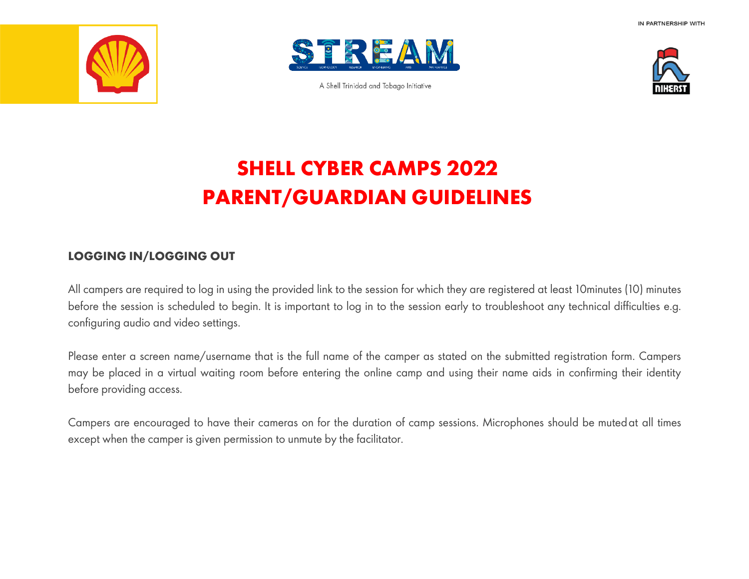IN PARTNERSHIP WITH

A Shell Trinidad and Tobago Initiative

# SHELL CYBER CAMPS 2022
# PARENT/GUARDIAN GUIDELINES

## LOGGING IN/LOGGING OUT

All campers are required to log in using the provided link to the session for which they are registered at least 10minutes (10) minutes before the session is scheduled to begin. It is important to log in to the session early to troubleshoot any technical difficulties e.g. configuring audio and video settings.

Please enter a screen name/username that is the full name of the camper as stated on the submitted registration form. Campers may be placed in a virtual waiting room before entering the online camp and using their name aids in confirming their identity before providing access.

Campers are encouraged to have their cameras on for the duration of camp sessions. Microphones should be muted at all times except when the camper is given permission to unmute by the facilitator.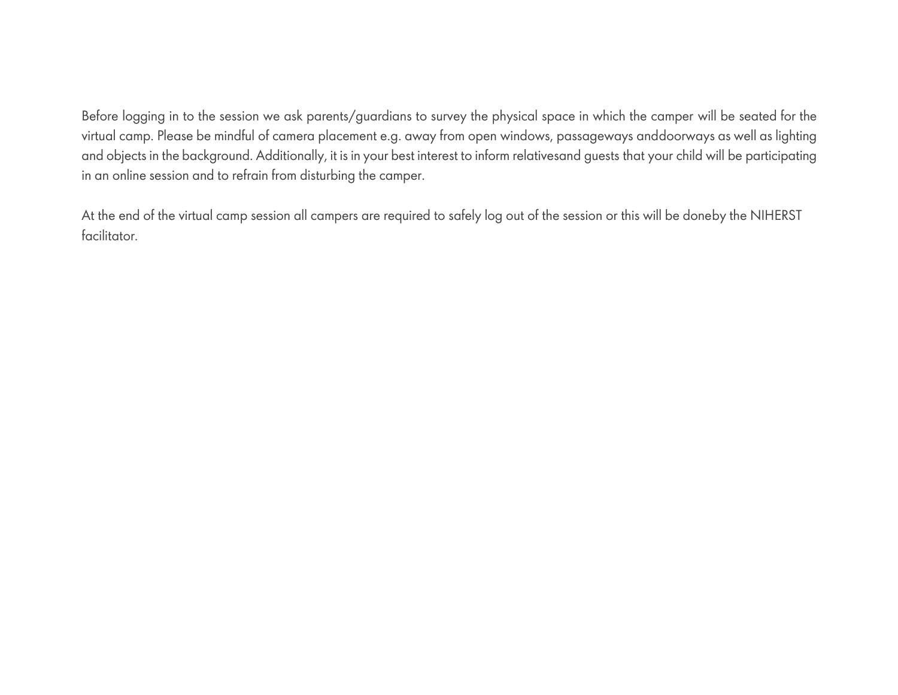Before logging in to the session we ask parents/guardians to survey the physical space in which the camper will be seated for the virtual camp. Please be mindful of camera placement e.g. away from open windows, passageways anddoorways as well as lighting and objects in the background. Additionally, it is in your best interest to inform relativesand guests that your child will be participating in an online session and to refrain from disturbing the camper.

At the end of the virtual camp session all campers are required to safely log out of the session or this will be doneby the NIHERST facilitator.